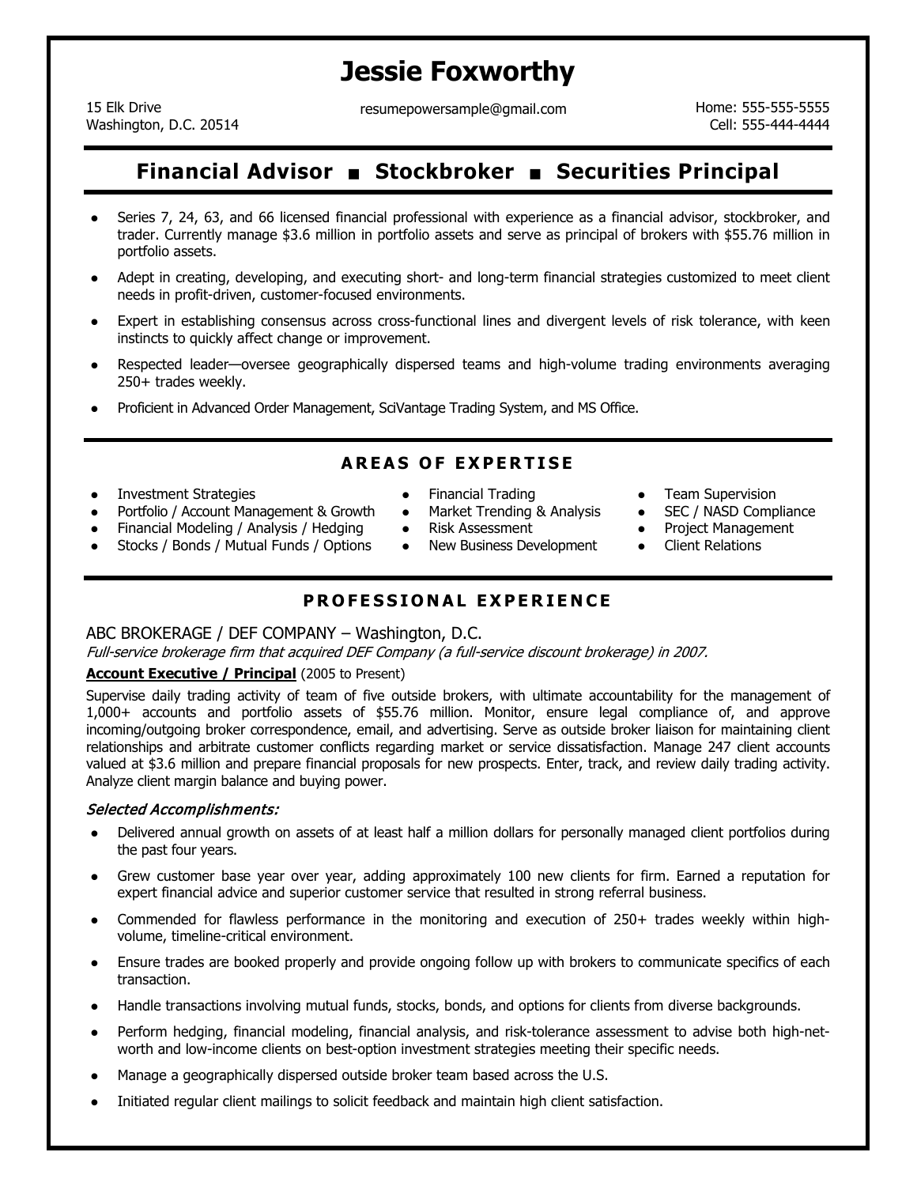# Jessie Foxworthy

15 Elk Drive
Washington, D.C. 20514

resumepowersample@gmail.com

Home: 555-555-5555
Cell: 555-444-4444

## Financial Advisor ■ Stockbroker ■ Securities Principal

- Series 7, 24, 63, and 66 licensed financial professional with experience as a financial advisor, stockbroker, and trader. Currently manage $3.6 million in portfolio assets and serve as principal of brokers with $55.76 million in portfolio assets.
- Adept in creating, developing, and executing short- and long-term financial strategies customized to meet client needs in profit-driven, customer-focused environments.
- Expert in establishing consensus across cross-functional lines and divergent levels of risk tolerance, with keen instincts to quickly affect change or improvement.
- Respected leader—oversee geographically dispersed teams and high-volume trading environments averaging 250+ trades weekly.
- Proficient in Advanced Order Management, SciVantage Trading System, and MS Office.

## AREAS OF EXPERTISE

- Investment Strategies
- Portfolio / Account Management & Growth
- Financial Modeling / Analysis / Hedging
- Stocks / Bonds / Mutual Funds / Options
- Financial Trading
- Market Trending & Analysis
- Risk Assessment
- New Business Development
- Team Supervision
- SEC / NASD Compliance
- Project Management
- Client Relations

## PROFESSIONAL EXPERIENCE

ABC BROKERAGE / DEF COMPANY – Washington, D.C.

*Full-service brokerage firm that acquired DEF Company (a full-service discount brokerage) in 2007.*

**Account Executive / Principal** (2005 to Present)

Supervise daily trading activity of team of five outside brokers, with ultimate accountability for the management of 1,000+ accounts and portfolio assets of $55.76 million. Monitor, ensure legal compliance of, and approve incoming/outgoing broker correspondence, email, and advertising. Serve as outside broker liaison for maintaining client relationships and arbitrate customer conflicts regarding market or service dissatisfaction. Manage 247 client accounts valued at $3.6 million and prepare financial proposals for new prospects. Enter, track, and review daily trading activity. Analyze client margin balance and buying power.

*Selected Accomplishments:*

- Delivered annual growth on assets of at least half a million dollars for personally managed client portfolios during the past four years.
- Grew customer base year over year, adding approximately 100 new clients for firm. Earned a reputation for expert financial advice and superior customer service that resulted in strong referral business.
- Commended for flawless performance in the monitoring and execution of 250+ trades weekly within high-volume, timeline-critical environment.
- Ensure trades are booked properly and provide ongoing follow up with brokers to communicate specifics of each transaction.
- Handle transactions involving mutual funds, stocks, bonds, and options for clients from diverse backgrounds.
- Perform hedging, financial modeling, financial analysis, and risk-tolerance assessment to advise both high-net-worth and low-income clients on best-option investment strategies meeting their specific needs.
- Manage a geographically dispersed outside broker team based across the U.S.
- Initiated regular client mailings to solicit feedback and maintain high client satisfaction.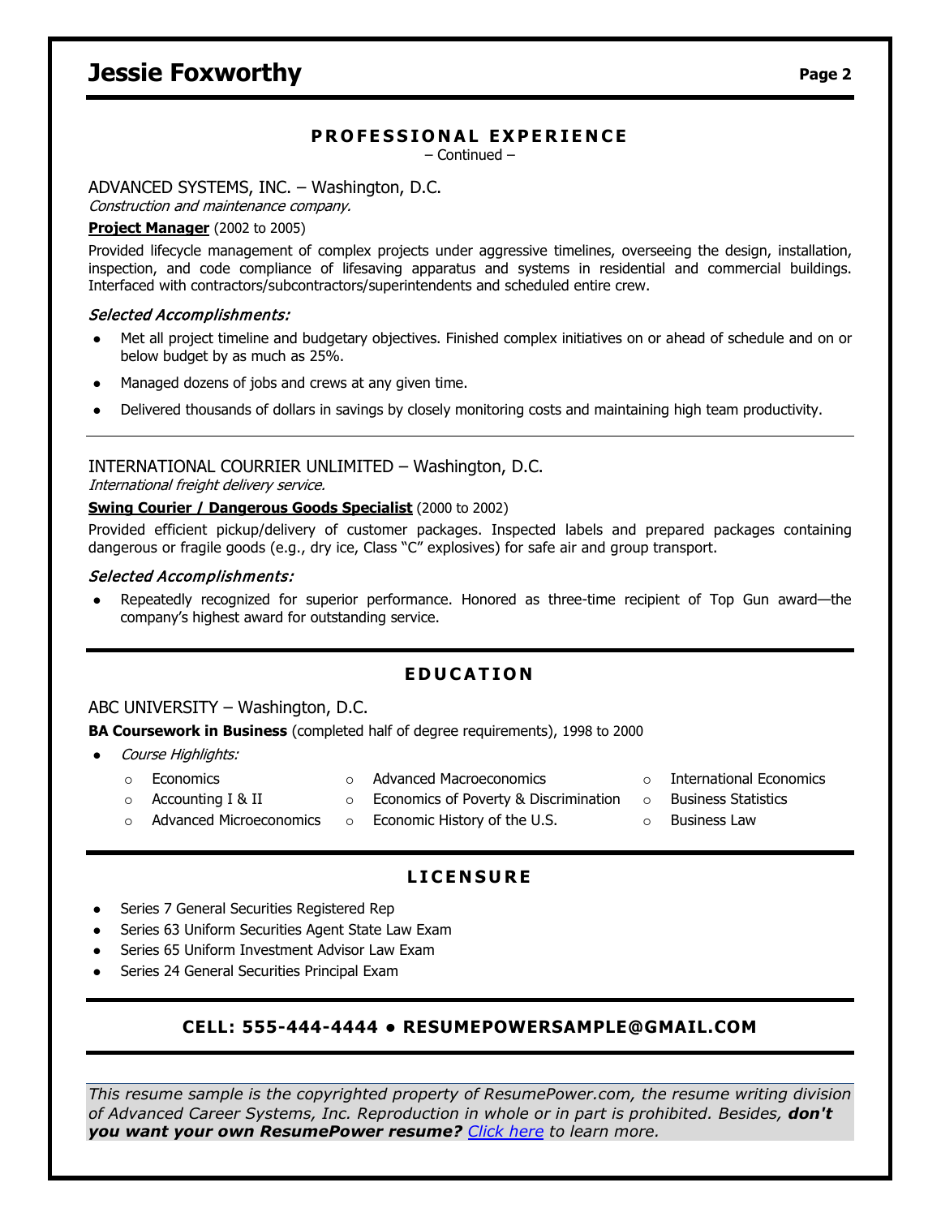## PROFESSIONAL EXPERIENCE

– Continued –

ADVANCED SYSTEMS, INC. – Washington, D.C.
*Construction and maintenance company.*

**Project Manager** (2002 to 2005)

Provided lifecycle management of complex projects under aggressive timelines, overseeing the design, installation, inspection, and code compliance of lifesaving apparatus and systems in residential and commercial buildings. Interfaced with contractors/subcontractors/superintendents and scheduled entire crew.

*Selected Accomplishments:*

- Met all project timeline and budgetary objectives. Finished complex initiatives on or ahead of schedule and on or below budget by as much as 25%.
- Managed dozens of jobs and crews at any given time.
- Delivered thousands of dollars in savings by closely monitoring costs and maintaining high team productivity.

---

INTERNATIONAL COURIER UNLIMITED – Washington, D.C.
*International freight delivery service.*

**Swing Courier / Dangerous Goods Specialist** (2000 to 2002)

Provided efficient pickup/delivery of customer packages. Inspected labels and prepared packages containing dangerous or fragile goods (e.g., dry ice, Class "C" explosives) for safe air and group transport.

*Selected Accomplishments:*

- Repeatedly recognized for superior performance. Honored as three-time recipient of Top Gun award—the company's highest award for outstanding service.

## EDUCATION

ABC UNIVERSITY – Washington, D.C.

**BA Coursework in Business** (completed half of degree requirements), 1998 to 2000

- *Course Highlights:*
  - Economics
  - Accounting I & II
  - Advanced Microeconomics
  - Advanced Macroeconomics
  - Economics of Poverty & Discrimination
  - Economic History of the U.S.
  - International Economics
  - Business Statistics
  - Business Law

## LICENSURE

- Series 7 General Securities Registered Rep
- Series 63 Uniform Securities Agent State Law Exam
- Series 65 Uniform Investment Advisor Law Exam
- Series 24 General Securities Principal Exam

**CELL: 555-444-4444 • RESUMEPOWERSAMPLE@GMAIL.COM**

*This resume sample is the copyrighted property of ResumePower.com, the resume writing division of Advanced Career Systems, Inc. Reproduction in whole or in part is prohibited. Besides,* ***don't you want your own ResumePower resume?*** *Click here to learn more.*